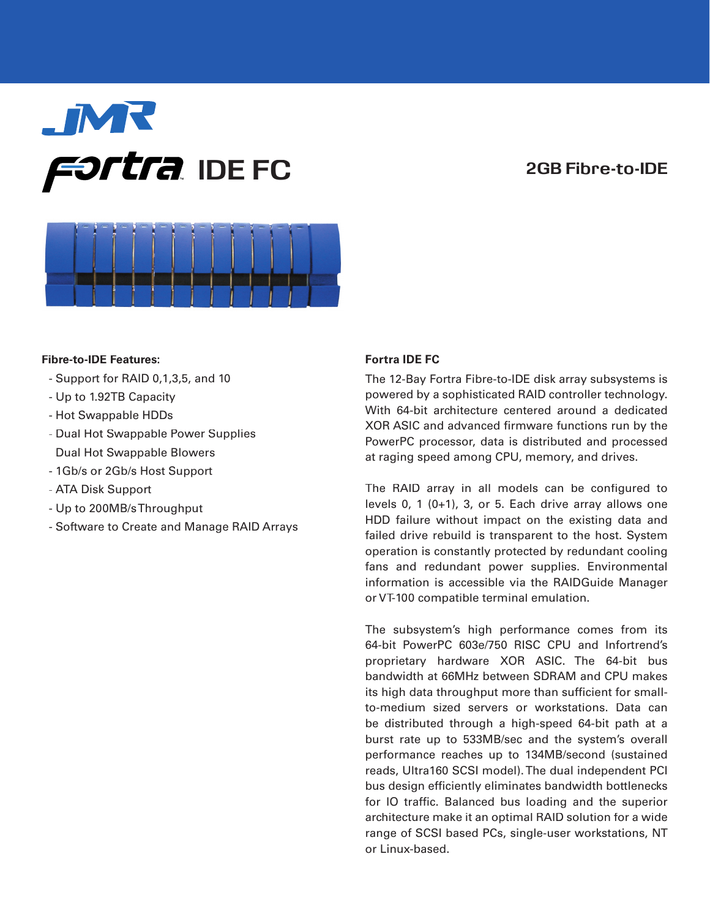# JMR Fortra IDE FC

## 2GB Fibre-to-IDE

**Fibre-to-IDE Features:**

- Support for RAID 0,1,3,5, and 10
- Up to 1.92TB Capacity
- Hot Swappable HDDs
- Dual Hot Swappable Power Supplies
  Dual Hot Swappable Blowers
- 1Gb/s or 2Gb/s Host Support
- ATA Disk Support
- Up to 200MB/s Throughput
- Software to Create and Manage RAID Arrays

**Fortra IDE FC**

The 12-Bay Fortra Fibre-to-IDE disk array subsystems is powered by a sophisticated RAID controller technology. With 64-bit architecture centered around a dedicated XOR ASIC and advanced firmware functions run by the PowerPC processor, data is distributed and processed at raging speed among CPU, memory, and drives.

The RAID array in all models can be configured to levels 0, 1 (0+1), 3, or 5. Each drive array allows one HDD failure without impact on the existing data and failed drive rebuild is transparent to the host. System operation is constantly protected by redundant cooling fans and redundant power supplies. Environmental information is accessible via the RAIDGuide Manager or VT-100 compatible terminal emulation.

The subsystem's high performance comes from its 64-bit PowerPC 603e/750 RISC CPU and Infortrend's proprietary hardware XOR ASIC. The 64-bit bus bandwidth at 66MHz between SDRAM and CPU makes its high data throughput more than sufficient for small-to-medium sized servers or workstations. Data can be distributed through a high-speed 64-bit path at a burst rate up to 533MB/sec and the system's overall performance reaches up to 134MB/second (sustained reads, Ultra160 SCSI model). The dual independent PCI bus design efficiently eliminates bandwidth bottlenecks for IO traffic. Balanced bus loading and the superior architecture make it an optimal RAID solution for a wide range of SCSI based PCs, single-user workstations, NT or Linux-based.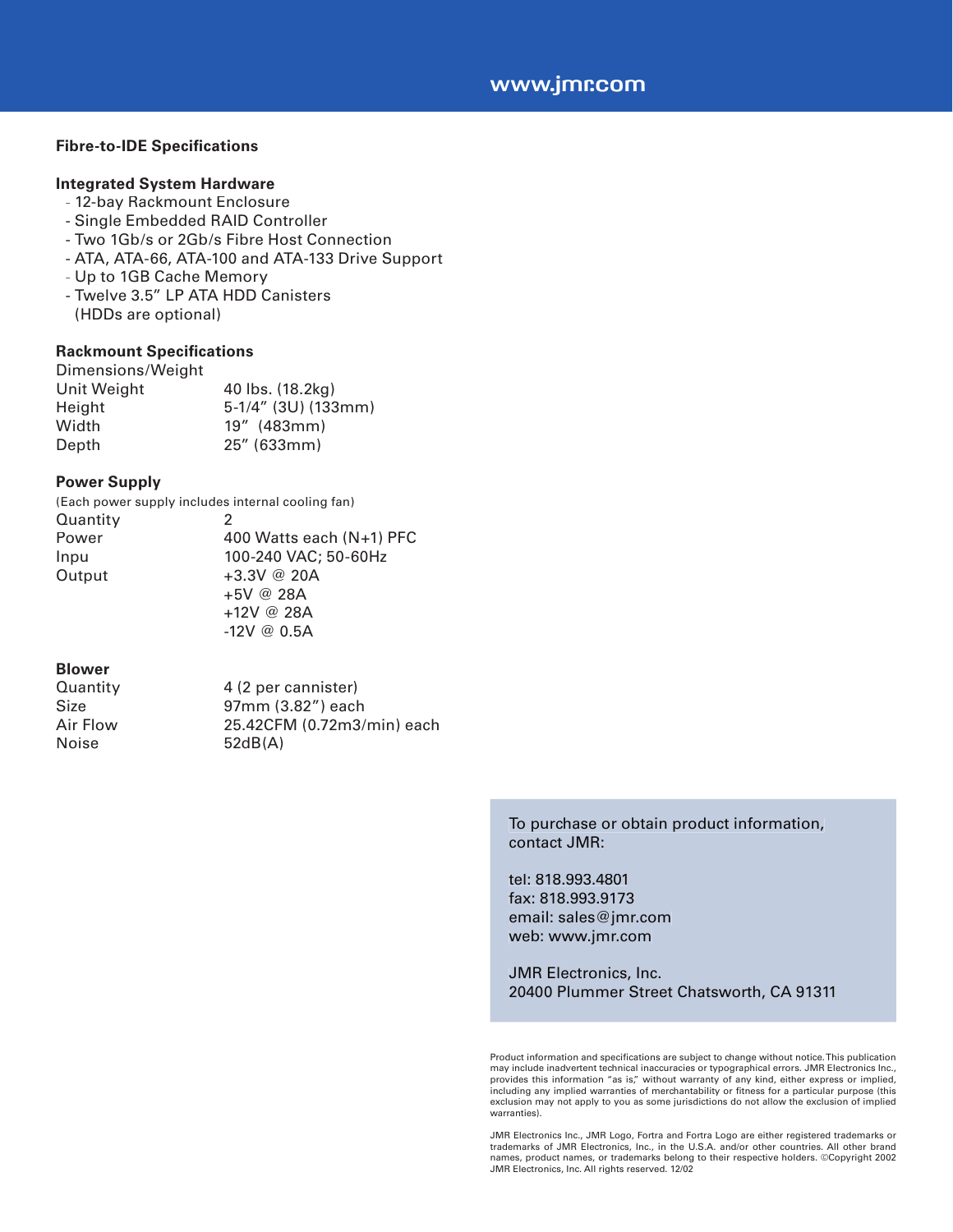www.jmr.com

## Fibre-to-IDE Specifications

### Integrated System Hardware

- 12-bay Rackmount Enclosure
- Single Embedded RAID Controller
- Two 1Gb/s or 2Gb/s Fibre Host Connection
- ATA, ATA-66, ATA-100 and ATA-133 Drive Support
- Up to 1GB Cache Memory
- Twelve 3.5" LP ATA HDD Canisters (HDDs are optional)

### Rackmount Specifications

Dimensions/Weight

| | |
|---|---|
| Unit Weight | 40 lbs. (18.2kg) |
| Height | 5-1/4" (3U) (133mm) |
| Width | 19" (483mm) |
| Depth | 25" (633mm) |

### Power Supply

(Each power supply includes internal cooling fan)

| | |
|---|---|
| Quantity | 2 |
| Power | 400 Watts each (N+1) PFC |
| Inpu | 100-240 VAC; 50-60Hz |
| Output | +3.3V @ 20A |
| | +5V @ 28A |
| | +12V @ 28A |
| | -12V @ 0.5A |

### Blower

| | |
|---|---|
| Quantity | 4 (2 per cannister) |
| Size | 97mm (3.82") each |
| Air Flow | 25.42CFM (0.72m3/min) each |
| Noise | 52dB(A) |

To purchase or obtain product information, contact JMR:

tel: 818.993.4801
fax: 818.993.9173
email: sales@jmr.com
web: www.jmr.com

JMR Electronics, Inc.
20400 Plummer Street Chatsworth, CA 91311

Product information and specifications are subject to change without notice. This publication may include inadvertent technical inaccuracies or typographical errors. JMR Electronics Inc., provides this information "as is," without warranty of any kind, either express or implied, including any implied warranties of merchantability or fitness for a particular purpose (this exclusion may not apply to you as some jurisdictions do not allow the exclusion of implied warranties).

JMR Electronics Inc., JMR Logo, Fortra and Fortra Logo are either registered trademarks or trademarks of JMR Electronics, Inc., in the U.S.A. and/or other countries. All other brand names, product names, or trademarks belong to their respective holders. ©Copyright 2002 JMR Electronics, Inc. All rights reserved. 12/02